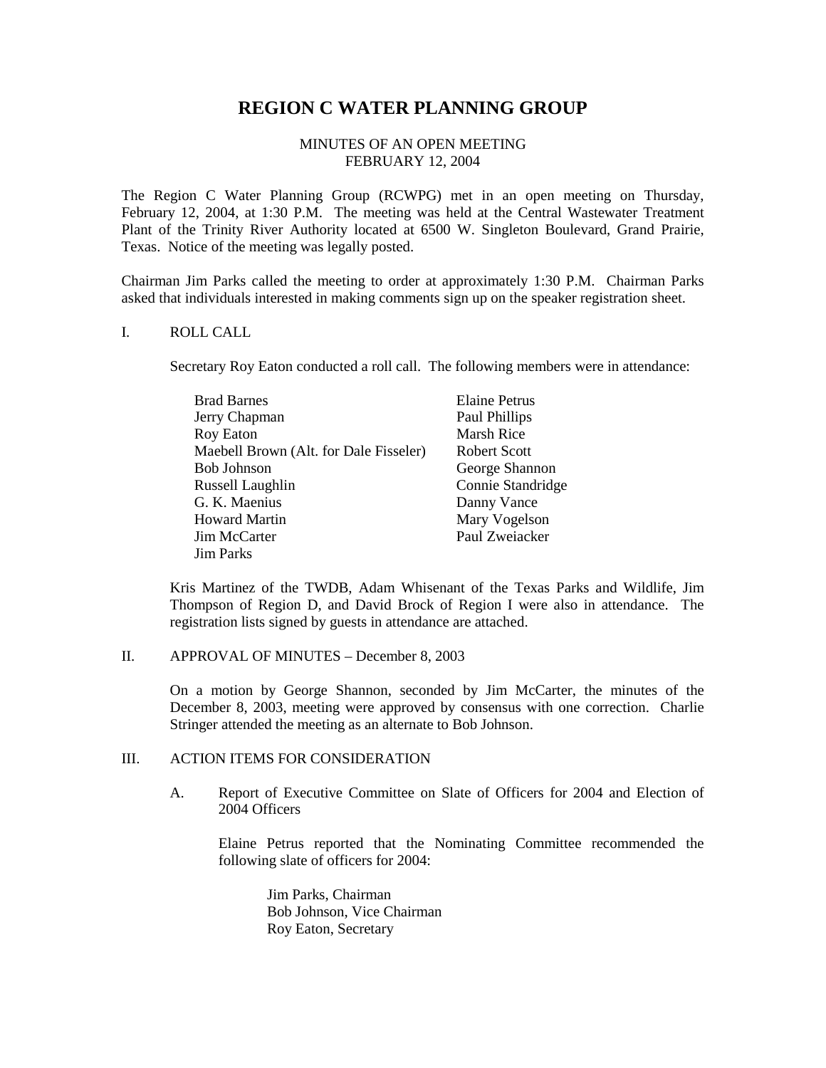# REGION C WATER PLANNING GROUP

MINUTES OF AN OPEN MEETING
FEBRUARY 12, 2004

The Region C Water Planning Group (RCWPG) met in an open meeting on Thursday, February 12, 2004, at 1:30 P.M. The meeting was held at the Central Wastewater Treatment Plant of the Trinity River Authority located at 6500 W. Singleton Boulevard, Grand Prairie, Texas. Notice of the meeting was legally posted.

Chairman Jim Parks called the meeting to order at approximately 1:30 P.M. Chairman Parks asked that individuals interested in making comments sign up on the speaker registration sheet.

## I. ROLL CALL

Secretary Roy Eaton conducted a roll call. The following members were in attendance:

- Brad Barnes
- Jerry Chapman
- Roy Eaton
- Maebell Brown (Alt. for Dale Fisseler)
- Bob Johnson
- Russell Laughlin
- G. K. Maenius
- Howard Martin
- Jim McCarter
- Jim Parks
- Elaine Petrus
- Paul Phillips
- Marsh Rice
- Robert Scott
- George Shannon
- Connie Standridge
- Danny Vance
- Mary Vogelson
- Paul Zweiacker

Kris Martinez of the TWDB, Adam Whisenant of the Texas Parks and Wildlife, Jim Thompson of Region D, and David Brock of Region I were also in attendance. The registration lists signed by guests in attendance are attached.

## II. APPROVAL OF MINUTES – December 8, 2003

On a motion by George Shannon, seconded by Jim McCarter, the minutes of the December 8, 2003, meeting were approved by consensus with one correction. Charlie Stringer attended the meeting as an alternate to Bob Johnson.

## III. ACTION ITEMS FOR CONSIDERATION

### A. Report of Executive Committee on Slate of Officers for 2004 and Election of 2004 Officers

Elaine Petrus reported that the Nominating Committee recommended the following slate of officers for 2004:

Jim Parks, Chairman
Bob Johnson, Vice Chairman
Roy Eaton, Secretary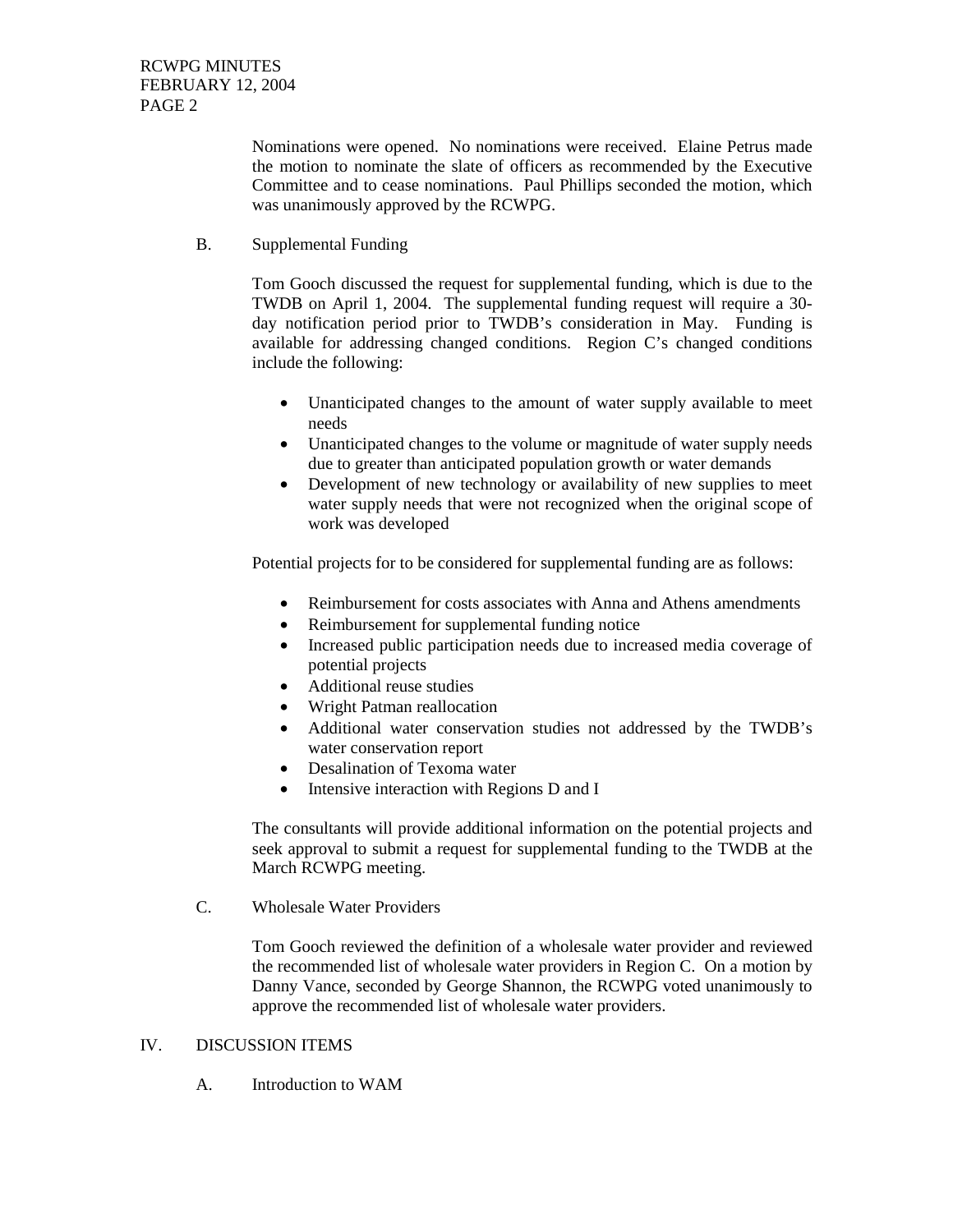Nominations were opened. No nominations were received. Elaine Petrus made the motion to nominate the slate of officers as recommended by the Executive Committee and to cease nominations. Paul Phillips seconded the motion, which was unanimously approved by the RCWPG.

B. Supplemental Funding

Tom Gooch discussed the request for supplemental funding, which is due to the TWDB on April 1, 2004. The supplemental funding request will require a 30-day notification period prior to TWDB's consideration in May. Funding is available for addressing changed conditions. Region C's changed conditions include the following:

- Unanticipated changes to the amount of water supply available to meet needs
- Unanticipated changes to the volume or magnitude of water supply needs due to greater than anticipated population growth or water demands
- Development of new technology or availability of new supplies to meet water supply needs that were not recognized when the original scope of work was developed

Potential projects for to be considered for supplemental funding are as follows:

- Reimbursement for costs associates with Anna and Athens amendments
- Reimbursement for supplemental funding notice
- Increased public participation needs due to increased media coverage of potential projects
- Additional reuse studies
- Wright Patman reallocation
- Additional water conservation studies not addressed by the TWDB's water conservation report
- Desalination of Texoma water
- Intensive interaction with Regions D and I

The consultants will provide additional information on the potential projects and seek approval to submit a request for supplemental funding to the TWDB at the March RCWPG meeting.

C. Wholesale Water Providers

Tom Gooch reviewed the definition of a wholesale water provider and reviewed the recommended list of wholesale water providers in Region C. On a motion by Danny Vance, seconded by George Shannon, the RCWPG voted unanimously to approve the recommended list of wholesale water providers.

IV. DISCUSSION ITEMS

A. Introduction to WAM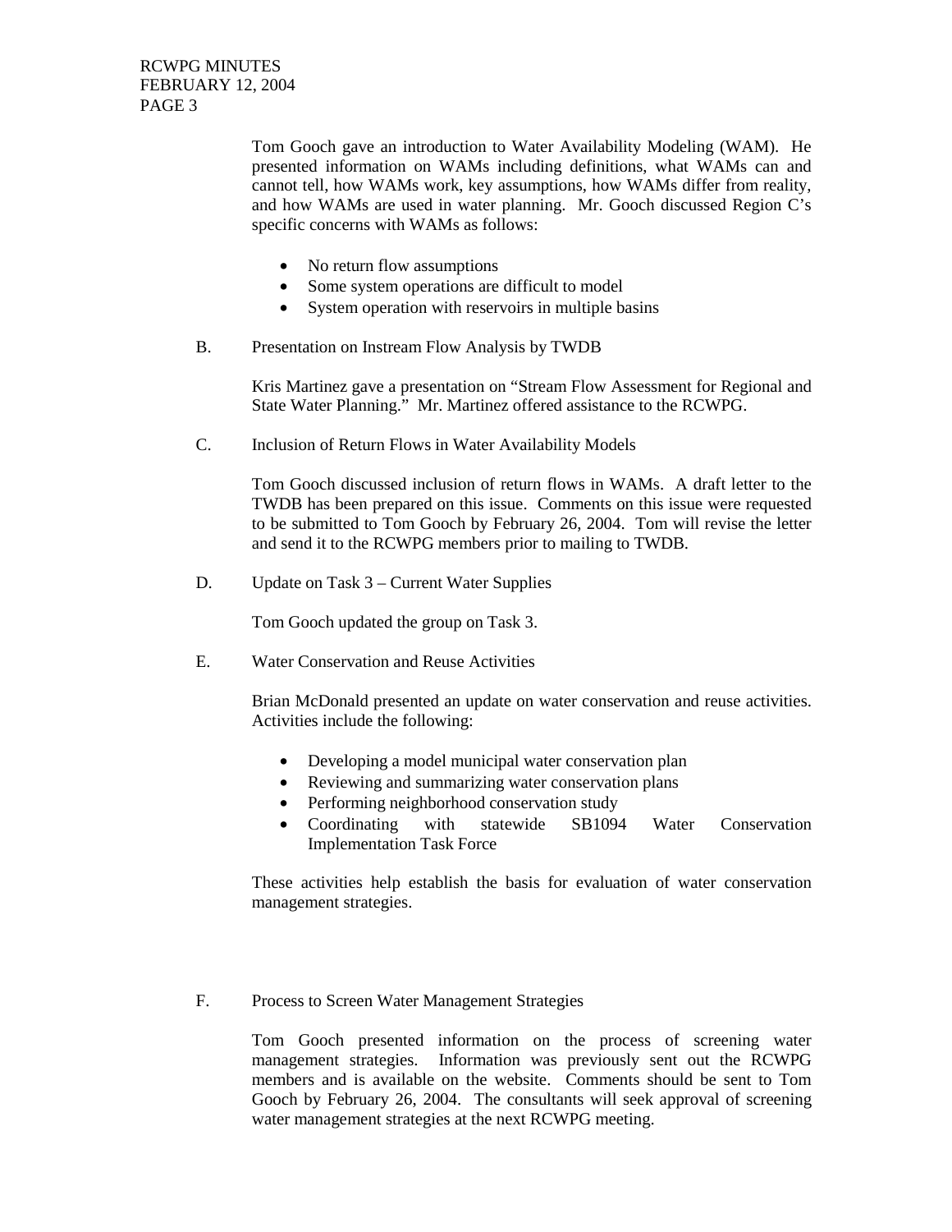Tom Gooch gave an introduction to Water Availability Modeling (WAM). He presented information on WAMs including definitions, what WAMs can and cannot tell, how WAMs work, key assumptions, how WAMs differ from reality, and how WAMs are used in water planning. Mr. Gooch discussed Region C's specific concerns with WAMs as follows:

- No return flow assumptions
- Some system operations are difficult to model
- System operation with reservoirs in multiple basins

B. Presentation on Instream Flow Analysis by TWDB

Kris Martinez gave a presentation on "Stream Flow Assessment for Regional and State Water Planning." Mr. Martinez offered assistance to the RCWPG.

C. Inclusion of Return Flows in Water Availability Models

Tom Gooch discussed inclusion of return flows in WAMs. A draft letter to the TWDB has been prepared on this issue. Comments on this issue were requested to be submitted to Tom Gooch by February 26, 2004. Tom will revise the letter and send it to the RCWPG members prior to mailing to TWDB.

D. Update on Task 3 – Current Water Supplies

Tom Gooch updated the group on Task 3.

E. Water Conservation and Reuse Activities

Brian McDonald presented an update on water conservation and reuse activities. Activities include the following:

- Developing a model municipal water conservation plan
- Reviewing and summarizing water conservation plans
- Performing neighborhood conservation study
- Coordinating with statewide SB1094 Water Conservation Implementation Task Force

These activities help establish the basis for evaluation of water conservation management strategies.

F. Process to Screen Water Management Strategies

Tom Gooch presented information on the process of screening water management strategies. Information was previously sent out the RCWPG members and is available on the website. Comments should be sent to Tom Gooch by February 26, 2004. The consultants will seek approval of screening water management strategies at the next RCWPG meeting.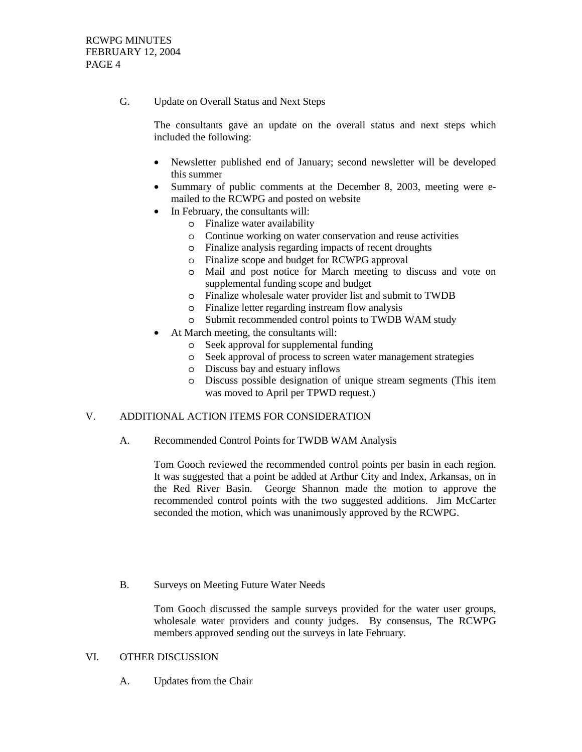G. Update on Overall Status and Next Steps

The consultants gave an update on the overall status and next steps which included the following:

- Newsletter published end of January; second newsletter will be developed this summer
- Summary of public comments at the December 8, 2003, meeting were e-mailed to the RCWPG and posted on website
- In February, the consultants will:
  - Finalize water availability
  - Continue working on water conservation and reuse activities
  - Finalize analysis regarding impacts of recent droughts
  - Finalize scope and budget for RCWPG approval
  - Mail and post notice for March meeting to discuss and vote on supplemental funding scope and budget
  - Finalize wholesale water provider list and submit to TWDB
  - Finalize letter regarding instream flow analysis
  - Submit recommended control points to TWDB WAM study
- At March meeting, the consultants will:
  - Seek approval for supplemental funding
  - Seek approval of process to screen water management strategies
  - Discuss bay and estuary inflows
  - Discuss possible designation of unique stream segments (This item was moved to April per TPWD request.)

V. ADDITIONAL ACTION ITEMS FOR CONSIDERATION

A. Recommended Control Points for TWDB WAM Analysis

Tom Gooch reviewed the recommended control points per basin in each region. It was suggested that a point be added at Arthur City and Index, Arkansas, on in the Red River Basin. George Shannon made the motion to approve the recommended control points with the two suggested additions. Jim McCarter seconded the motion, which was unanimously approved by the RCWPG.

B. Surveys on Meeting Future Water Needs

Tom Gooch discussed the sample surveys provided for the water user groups, wholesale water providers and county judges. By consensus, The RCWPG members approved sending out the surveys in late February.

VI. OTHER DISCUSSION

A. Updates from the Chair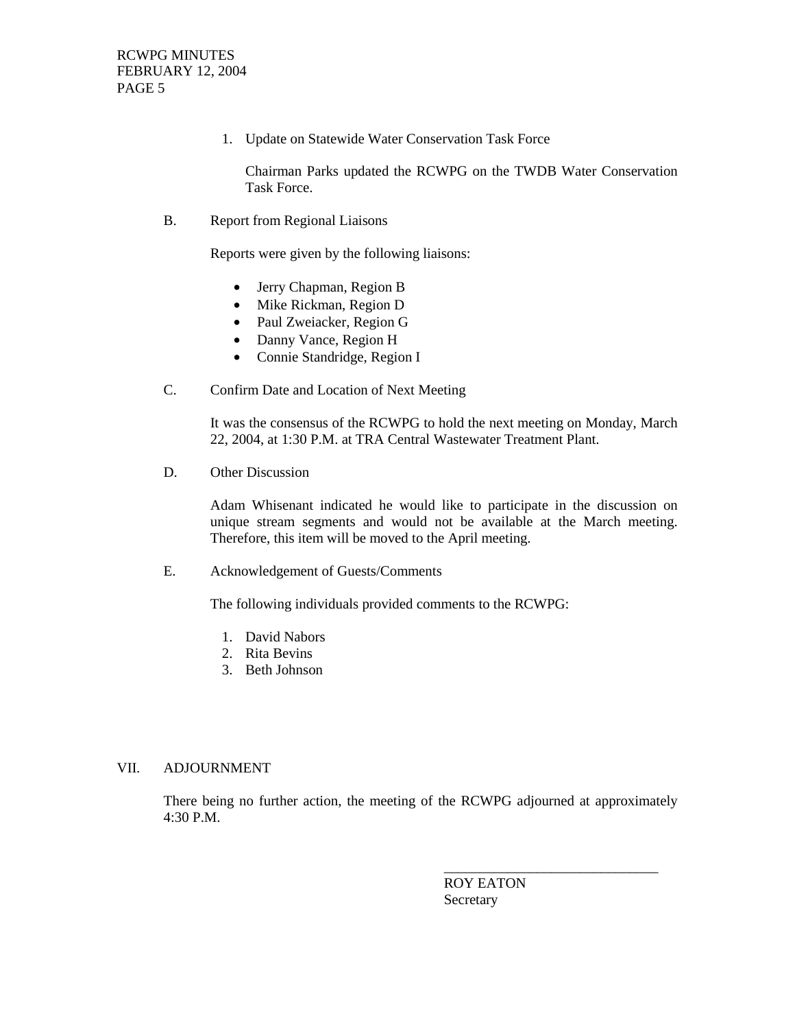1. Update on Statewide Water Conservation Task Force

   Chairman Parks updated the RCWPG on the TWDB Water Conservation Task Force.

B. Report from Regional Liaisons

Reports were given by the following liaisons:

- Jerry Chapman, Region B
- Mike Rickman, Region D
- Paul Zweiacker, Region G
- Danny Vance, Region H
- Connie Standridge, Region I

C. Confirm Date and Location of Next Meeting

It was the consensus of the RCWPG to hold the next meeting on Monday, March 22, 2004, at 1:30 P.M. at TRA Central Wastewater Treatment Plant.

D. Other Discussion

Adam Whisenant indicated he would like to participate in the discussion on unique stream segments and would not be available at the March meeting. Therefore, this item will be moved to the April meeting.

E. Acknowledgement of Guests/Comments

The following individuals provided comments to the RCWPG:

1. David Nabors
2. Rita Bevins
3. Beth Johnson

## VII. ADJOURNMENT

There being no further action, the meeting of the RCWPG adjourned at approximately 4:30 P.M.

\_\_\_\_\_\_\_\_\_\_\_\_\_\_\_\_\_\_\_\_\_\_\_\_\_\_\_\_\_\_

ROY EATON
Secretary